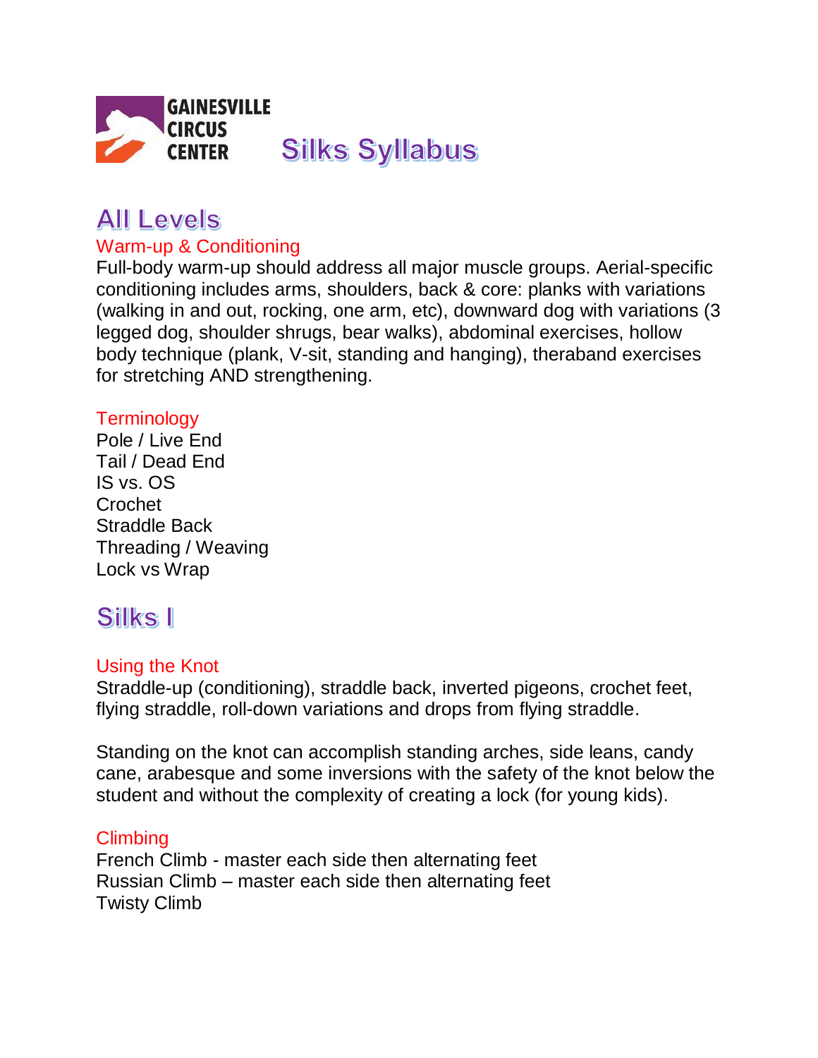# GAINESVILLE CIRCUS CENTER Silks Syllabus

## All Levels

### Warm-up & Conditioning

Full-body warm-up should address all major muscle groups. Aerial-specific conditioning includes arms, shoulders, back & core: planks with variations (walking in and out, rocking, one arm, etc), downward dog with variations (3 legged dog, shoulder shrugs, bear walks), abdominal exercises, hollow body technique (plank, V-sit, standing and hanging), theraband exercises for stretching AND strengthening.

### Terminology

Pole / Live End
Tail / Dead End
IS vs. OS
Crochet
Straddle Back
Threading / Weaving
Lock vs Wrap

## Silks I

### Using the Knot

Straddle-up (conditioning), straddle back, inverted pigeons, crochet feet, flying straddle, roll-down variations and drops from flying straddle.

Standing on the knot can accomplish standing arches, side leans, candy cane, arabesque and some inversions with the safety of the knot below the student and without the complexity of creating a lock (for young kids).

### Climbing

French Climb - master each side then alternating feet
Russian Climb – master each side then alternating feet
Twisty Climb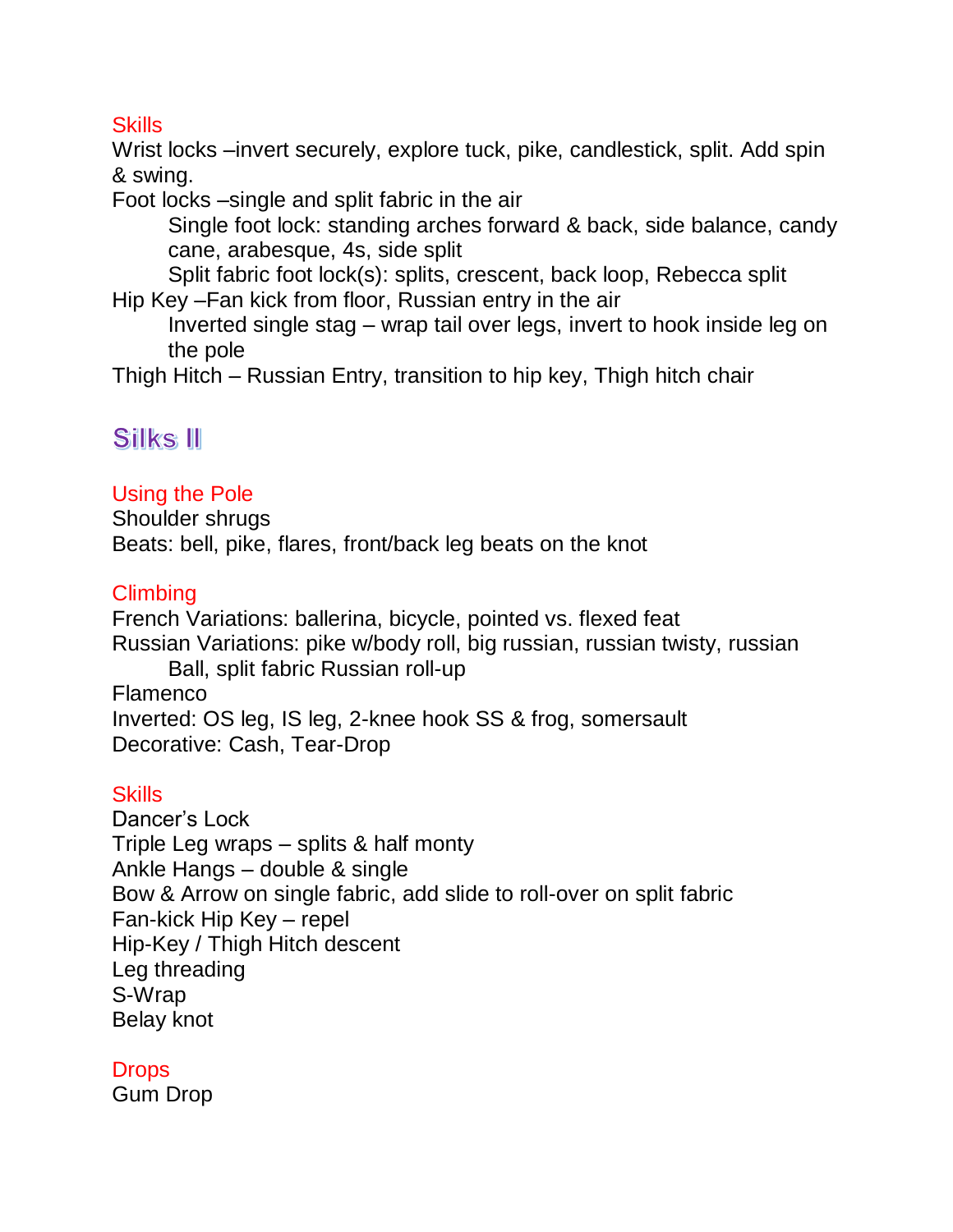### Skills

Wrist locks –invert securely, explore tuck, pike, candlestick, split. Add spin & swing.

Foot locks –single and split fabric in the air

- Single foot lock: standing arches forward & back, side balance, candy cane, arabesque, 4s, side split
- Split fabric foot lock(s): splits, crescent, back loop, Rebecca split

Hip Key –Fan kick from floor, Russian entry in the air

- Inverted single stag – wrap tail over legs, invert to hook inside leg on the pole

Thigh Hitch – Russian Entry, transition to hip key, Thigh hitch chair

## Silks II

### Using the Pole

Shoulder shrugs

Beats: bell, pike, flares, front/back leg beats on the knot

### Climbing

French Variations: ballerina, bicycle, pointed vs. flexed feat

Russian Variations: pike w/body roll, big russian, russian twisty, russian Ball, split fabric Russian roll-up

Flamenco

Inverted: OS leg, IS leg, 2-knee hook SS & frog, somersault

Decorative: Cash, Tear-Drop

### Skills

Dancer's Lock

Triple Leg wraps – splits & half monty

Ankle Hangs – double & single

Bow & Arrow on single fabric, add slide to roll-over on split fabric

Fan-kick Hip Key – repel

Hip-Key / Thigh Hitch descent

Leg threading

S-Wrap

Belay knot

### Drops

Gum Drop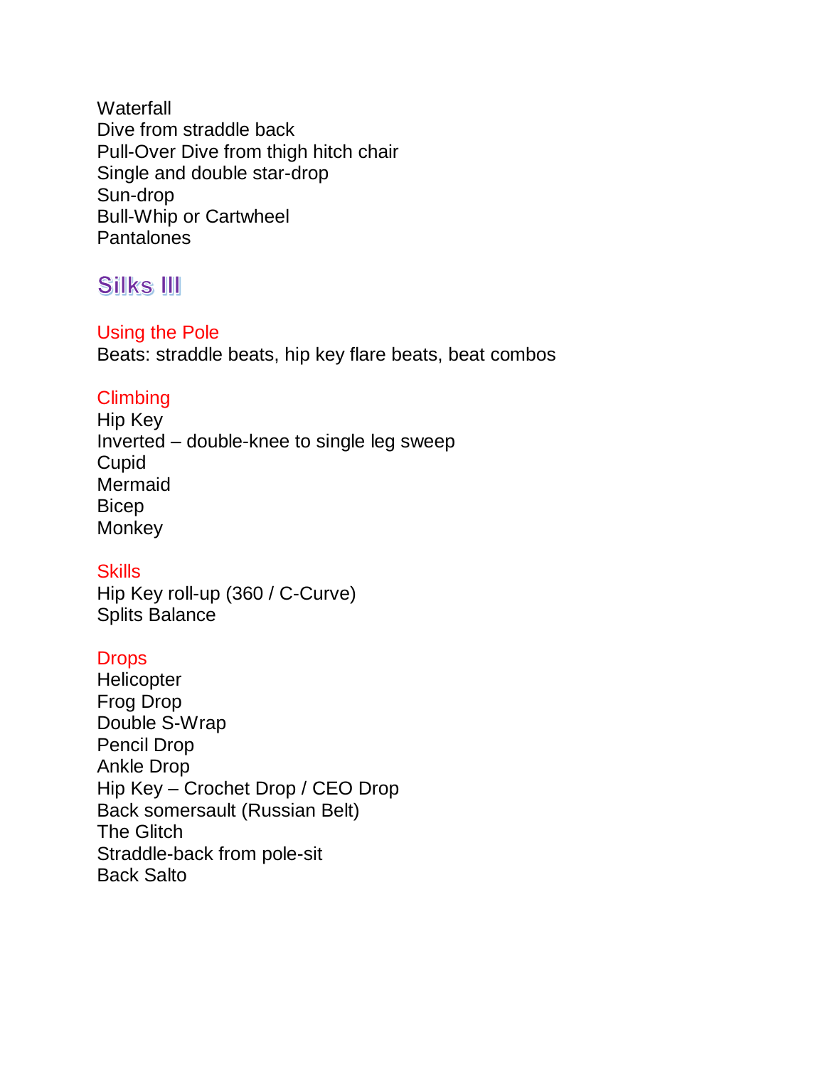Waterfall
Dive from straddle back
Pull-Over Dive from thigh hitch chair
Single and double star-drop
Sun-drop
Bull-Whip or Cartwheel
Pantalones

## Silks III

### Using the Pole

Beats: straddle beats, hip key flare beats, beat combos

### Climbing

Hip Key
Inverted – double-knee to single leg sweep
Cupid
Mermaid
Bicep
Monkey

### Skills

Hip Key roll-up (360 / C-Curve)
Splits Balance

### Drops

Helicopter
Frog Drop
Double S-Wrap
Pencil Drop
Ankle Drop
Hip Key – Crochet Drop / CEO Drop
Back somersault (Russian Belt)
The Glitch
Straddle-back from pole-sit
Back Salto